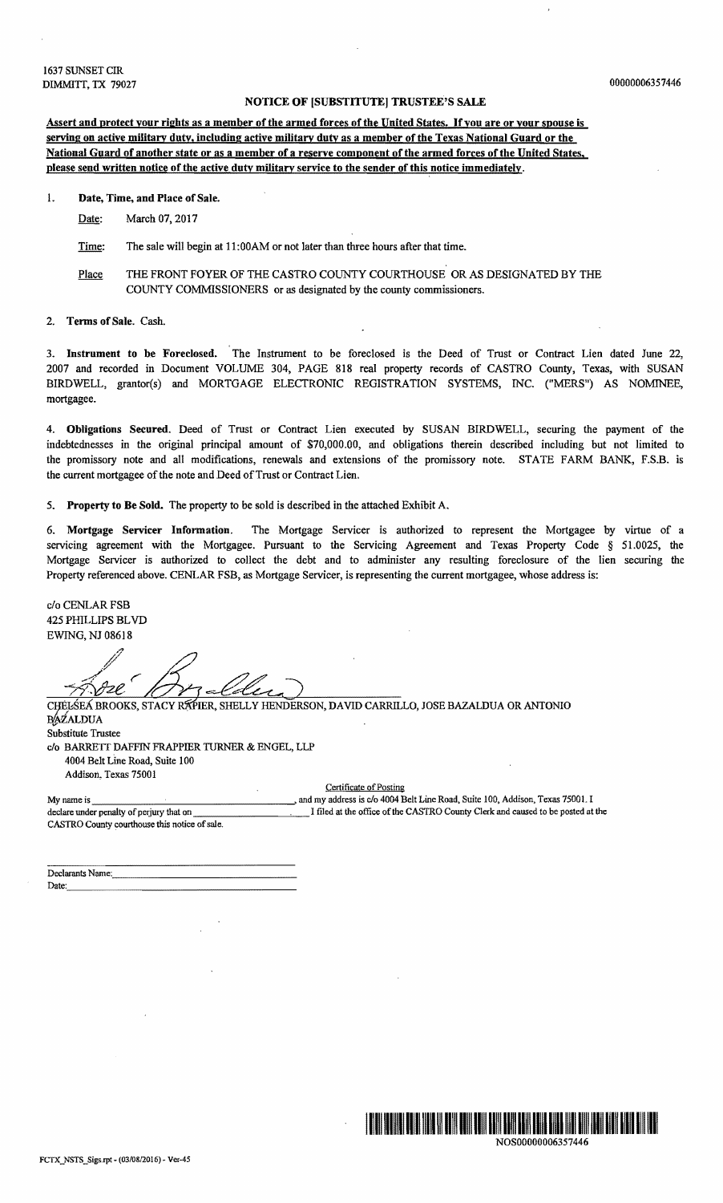1637 SUNSET CIR
DIMMITT, TX 79027

00000006357446

## NOTICE OF [SUBSTITUTE] TRUSTEE'S SALE

**Assert and protect your rights as a member of the armed forces of the United States. If you are or your spouse is serving on active military duty, including active military duty as a member of the Texas National Guard or the National Guard of another state or as a member of a reserve component of the armed forces of the United States, please send written notice of the active duty military service to the sender of this notice immediately.**

1. **Date, Time, and Place of Sale.**

   Date: March 07, 2017

   Time: The sale will begin at 11:00AM or not later than three hours after that time.

   Place THE FRONT FOYER OF THE CASTRO COUNTY COURTHOUSE OR AS DESIGNATED BY THE COUNTY COMMISSIONERS or as designated by the county commissioners.

2. **Terms of Sale.** Cash.

3. **Instrument to be Foreclosed.** The Instrument to be foreclosed is the Deed of Trust or Contract Lien dated June 22, 2007 and recorded in Document VOLUME 304, PAGE 818 real property records of CASTRO County, Texas, with SUSAN BIRDWELL, grantor(s) and MORTGAGE ELECTRONIC REGISTRATION SYSTEMS, INC. ("MERS") AS NOMINEE, mortgagee.

4. **Obligations Secured.** Deed of Trust or Contract Lien executed by SUSAN BIRDWELL, securing the payment of the indebtednesses in the original principal amount of $70,000.00, and obligations therein described including but not limited to the promissory note and all modifications, renewals and extensions of the promissory note. STATE FARM BANK, F.S.B. is the current mortgagee of the note and Deed of Trust or Contract Lien.

5. **Property to Be Sold.** The property to be sold is described in the attached Exhibit A.

6. **Mortgage Servicer Information.** The Mortgage Servicer is authorized to represent the Mortgagee by virtue of a servicing agreement with the Mortgagee. Pursuant to the Servicing Agreement and Texas Property Code § 51.0025, the Mortgage Servicer is authorized to collect the debt and to administer any resulting foreclosure of the lien securing the Property referenced above. CENLAR FSB, as Mortgage Servicer, is representing the current mortgagee, whose address is:

c/o CENLAR FSB
425 PHILLIPS BLVD
EWING, NJ 08618

CHELSEA BROOKS, STACY RAPIER, SHELLY HENDERSON, DAVID CARRILLO, JOSE BAZALDUA OR ANTONIO BAZALDUA
Substitute Trustee
c/o BARRETT DAFFIN FRAPPIER TURNER & ENGEL, LLP
4004 Belt Line Road, Suite 100
Addison, Texas 75001

Certificate of Posting

My name is \_\_\_\_\_\_\_\_\_\_\_\_\_\_\_\_\_\_\_\_, and my address is c/o 4004 Belt Line Road, Suite 100, Addison, Texas 75001. I declare under penalty of perjury that on \_\_\_\_\_\_\_\_\_\_\_\_\_\_\_\_\_\_\_\_ I filed at the office of the CASTRO County Clerk and caused to be posted at the CASTRO County courthouse this notice of sale.

Declarants Name: \_\_\_\_\_\_\_\_\_\_\_\_\_\_\_\_\_\_\_\_
Date: \_\_\_\_\_\_\_\_\_\_\_\_\_\_\_\_\_\_\_\_

NOS00000006357446

FCTX_NSTS_Sigs.rpt - (03/08/2016) - Ver-45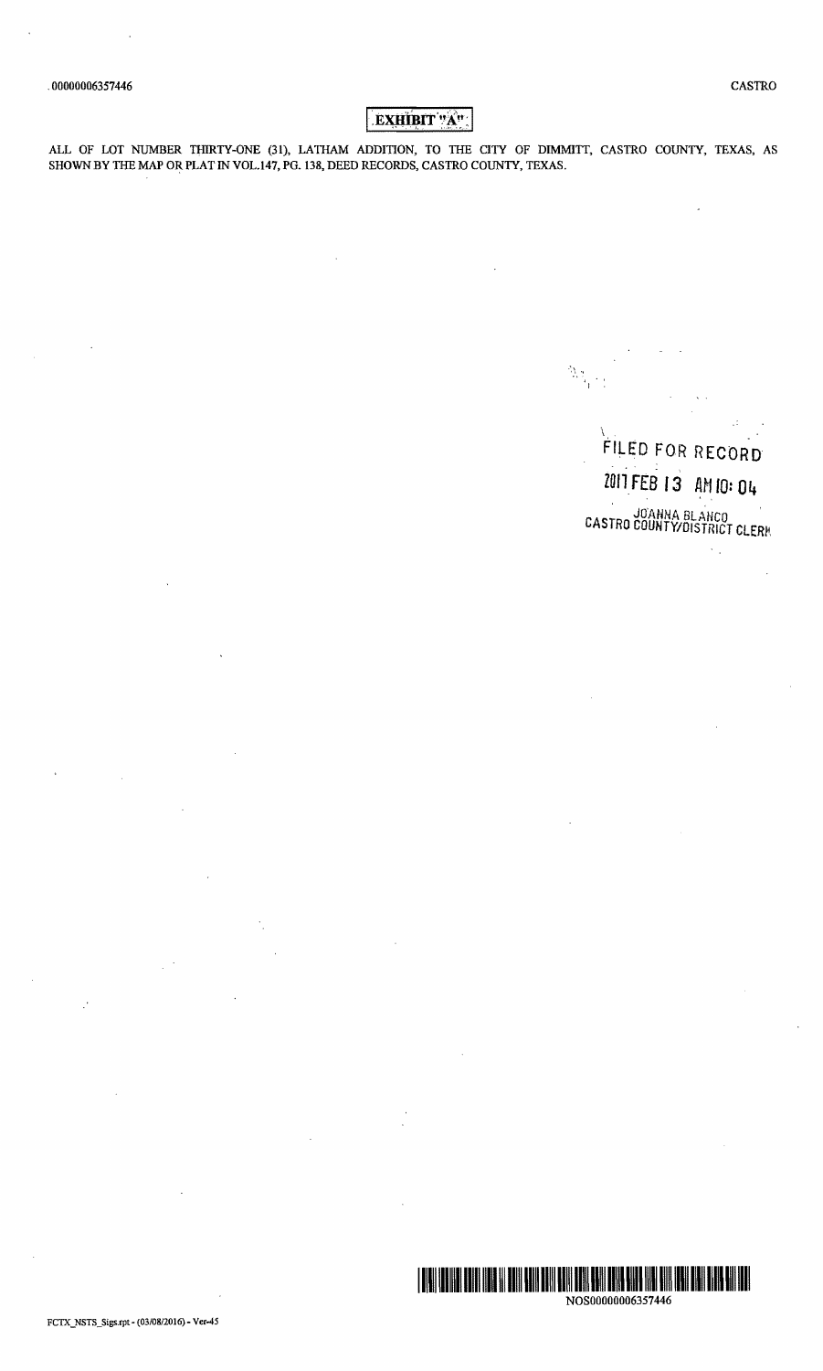00000006357446

CASTRO

**EXHIBIT "A"**

ALL OF LOT NUMBER THIRTY-ONE (31), LATHAM ADDITION, TO THE CITY OF DIMMITT, CASTRO COUNTY, TEXAS, AS SHOWN BY THE MAP OR PLAT IN VOL.147, PG. 138, DEED RECORDS, CASTRO COUNTY, TEXAS.

FILED FOR RECORD
2017 FEB 13 AM 10: 04
JOANNA BLANCO
CASTRO COUNTY/DISTRICT CLERK

NOS00000006357446

FCTX_NSTS_Sigs.rpt - (03/08/2016) - Ver-45